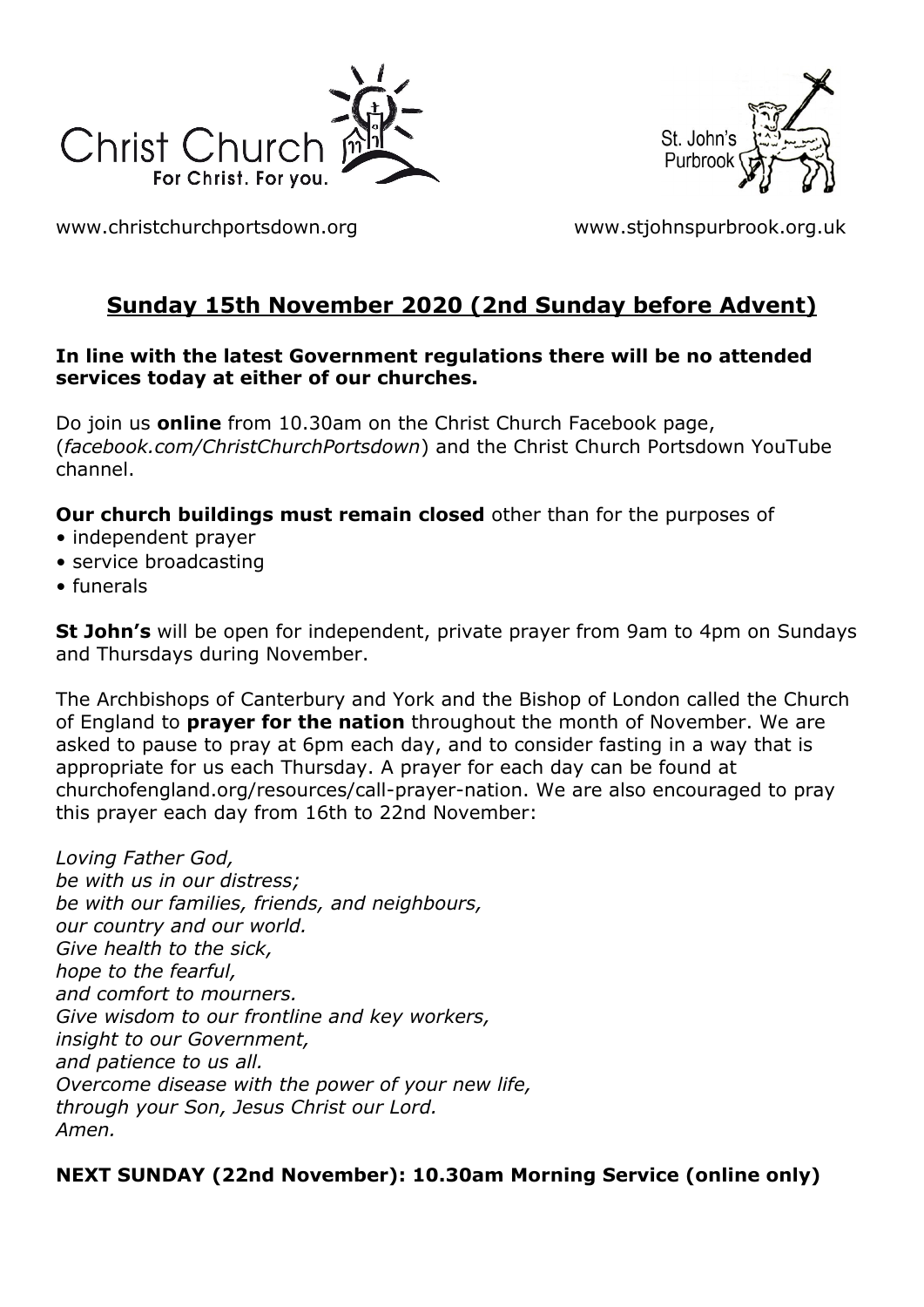www.christchurchportsdown.org www.stjohnspurbrook.org.uk

# Sunday 15th November 2020 (2nd Sunday before Advent)

**In line with the latest Government regulations there will be no attended services today at either of our churches.**

Do join us **online** from 10.30am on the Christ Church Facebook page, (*facebook.com/ChristChurchPortsdown*) and the Christ Church Portsdown YouTube channel.

**Our church buildings must remain closed** other than for the purposes of

- independent prayer
- service broadcasting
- funerals

**St John's** will be open for independent, private prayer from 9am to 4pm on Sundays and Thursdays during November.

The Archbishops of Canterbury and York and the Bishop of London called the Church of England to **prayer for the nation** throughout the month of November. We are asked to pause to pray at 6pm each day, and to consider fasting in a way that is appropriate for us each Thursday. A prayer for each day can be found at churchofengland.org/resources/call-prayer-nation. We are also encouraged to pray this prayer each day from 16th to 22nd November:

*Loving Father God,*
*be with us in our distress;*
*be with our families, friends, and neighbours,*
*our country and our world.*
*Give health to the sick,*
*hope to the fearful,*
*and comfort to mourners.*
*Give wisdom to our frontline and key workers,*
*insight to our Government,*
*and patience to us all.*
*Overcome disease with the power of your new life,*
*through your Son, Jesus Christ our Lord.*
*Amen.*

**NEXT SUNDAY (22nd November): 10.30am Morning Service (online only)**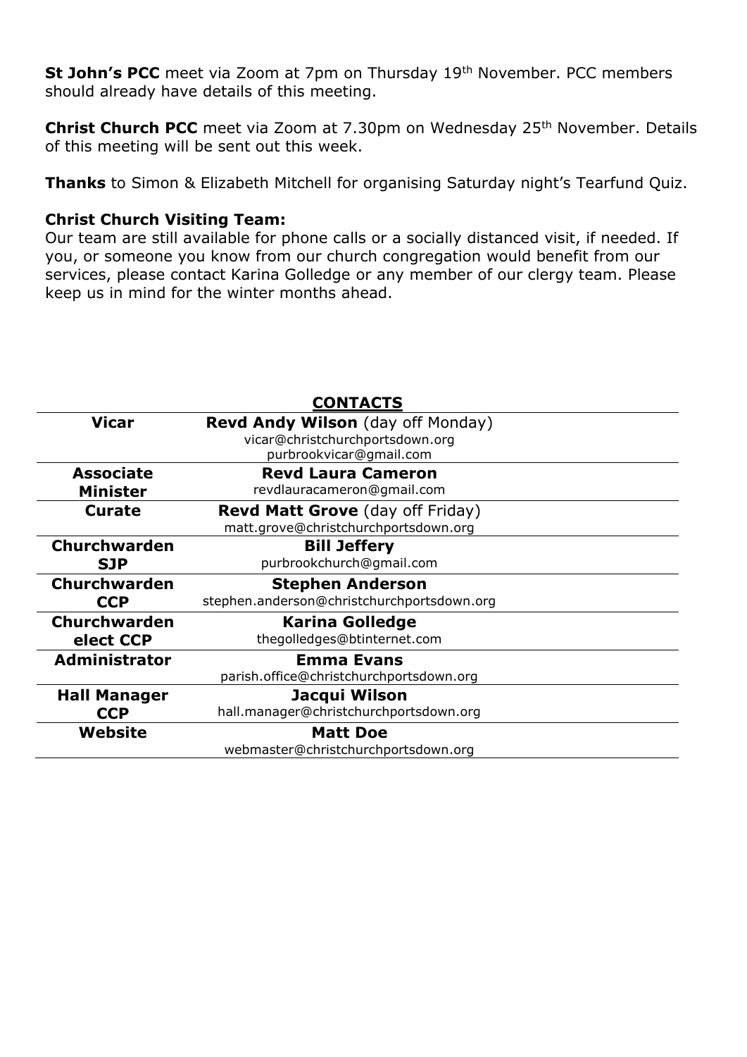**St John's PCC** meet via Zoom at 7pm on Thursday 19th November. PCC members should already have details of this meeting.

**Christ Church PCC** meet via Zoom at 7.30pm on Wednesday 25th November. Details of this meeting will be sent out this week.

**Thanks** to Simon & Elizabeth Mitchell for organising Saturday night's Tearfund Quiz.

**Christ Church Visiting Team:**
Our team are still available for phone calls or a socially distanced visit, if needed. If you, or someone you know from our church congregation would benefit from our services, please contact Karina Golledge or any member of our clergy team. Please keep us in mind for the winter months ahead.

## CONTACTS

| | |
|---|---|
| **Vicar** | **Revd Andy Wilson** (day off Monday)<br>vicar@christchurchportsdown.org<br>purbrookvicar@gmail.com |
| **Associate Minister** | **Revd Laura Cameron**<br>revdlauracameron@gmail.com |
| **Curate** | **Revd Matt Grove** (day off Friday)<br>matt.grove@christchurchportsdown.org |
| **Churchwarden SJP** | **Bill Jeffery**<br>purbrookchurch@gmail.com |
| **Churchwarden CCP** | **Stephen Anderson**<br>stephen.anderson@christchurchportsdown.org |
| **Churchwarden elect CCP** | **Karina Golledge**<br>thegolledges@btinternet.com |
| **Administrator** | **Emma Evans**<br>parish.office@christchurchportsdown.org |
| **Hall Manager CCP** | **Jacqui Wilson**<br>hall.manager@christchurchportsdown.org |
| **Website** | **Matt Doe**<br>webmaster@christchurchportsdown.org |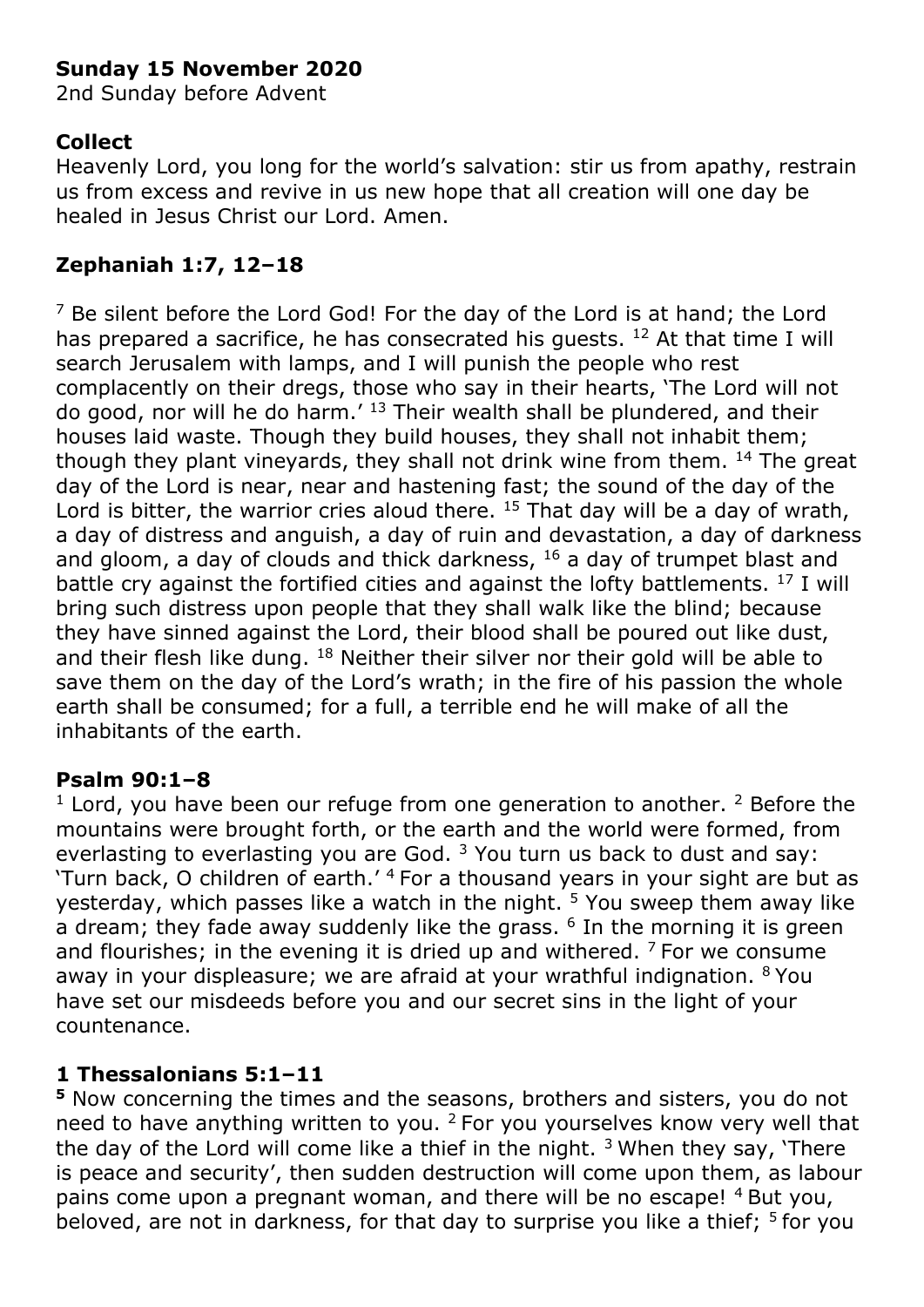**Sunday 15 November 2020**

2nd Sunday before Advent

**Collect**

Heavenly Lord, you long for the world's salvation: stir us from apathy, restrain us from excess and revive in us new hope that all creation will one day be healed in Jesus Christ our Lord. Amen.

**Zephaniah 1:7, 12–18**

[7] Be silent before the Lord God! For the day of the Lord is at hand; the Lord has prepared a sacrifice, he has consecrated his guests. [12] At that time I will search Jerusalem with lamps, and I will punish the people who rest complacently on their dregs, those who say in their hearts, 'The Lord will not do good, nor will he do harm.' [13] Their wealth shall be plundered, and their houses laid waste. Though they build houses, they shall not inhabit them; though they plant vineyards, they shall not drink wine from them. [14] The great day of the Lord is near, near and hastening fast; the sound of the day of the Lord is bitter, the warrior cries aloud there. [15] That day will be a day of wrath, a day of distress and anguish, a day of ruin and devastation, a day of darkness and gloom, a day of clouds and thick darkness, [16] a day of trumpet blast and battle cry against the fortified cities and against the lofty battlements. [17] I will bring such distress upon people that they shall walk like the blind; because they have sinned against the Lord, their blood shall be poured out like dust, and their flesh like dung. [18] Neither their silver nor their gold will be able to save them on the day of the Lord's wrath; in the fire of his passion the whole earth shall be consumed; for a full, a terrible end he will make of all the inhabitants of the earth.

**Psalm 90:1–8**

[1] Lord, you have been our refuge from one generation to another. [2] Before the mountains were brought forth, or the earth and the world were formed, from everlasting to everlasting you are God. [3] You turn us back to dust and say: 'Turn back, O children of earth.' [4] For a thousand years in your sight are but as yesterday, which passes like a watch in the night. [5] You sweep them away like a dream; they fade away suddenly like the grass. [6] In the morning it is green and flourishes; in the evening it is dried up and withered. [7] For we consume away in your displeasure; we are afraid at your wrathful indignation. [8] You have set our misdeeds before you and our secret sins in the light of your countenance.

**1 Thessalonians 5:1–11**

**[5]** Now concerning the times and the seasons, brothers and sisters, you do not need to have anything written to you. [2] For you yourselves know very well that the day of the Lord will come like a thief in the night. [3] When they say, 'There is peace and security', then sudden destruction will come upon them, as labour pains come upon a pregnant woman, and there will be no escape! [4] But you, beloved, are not in darkness, for that day to surprise you like a thief; [5] for you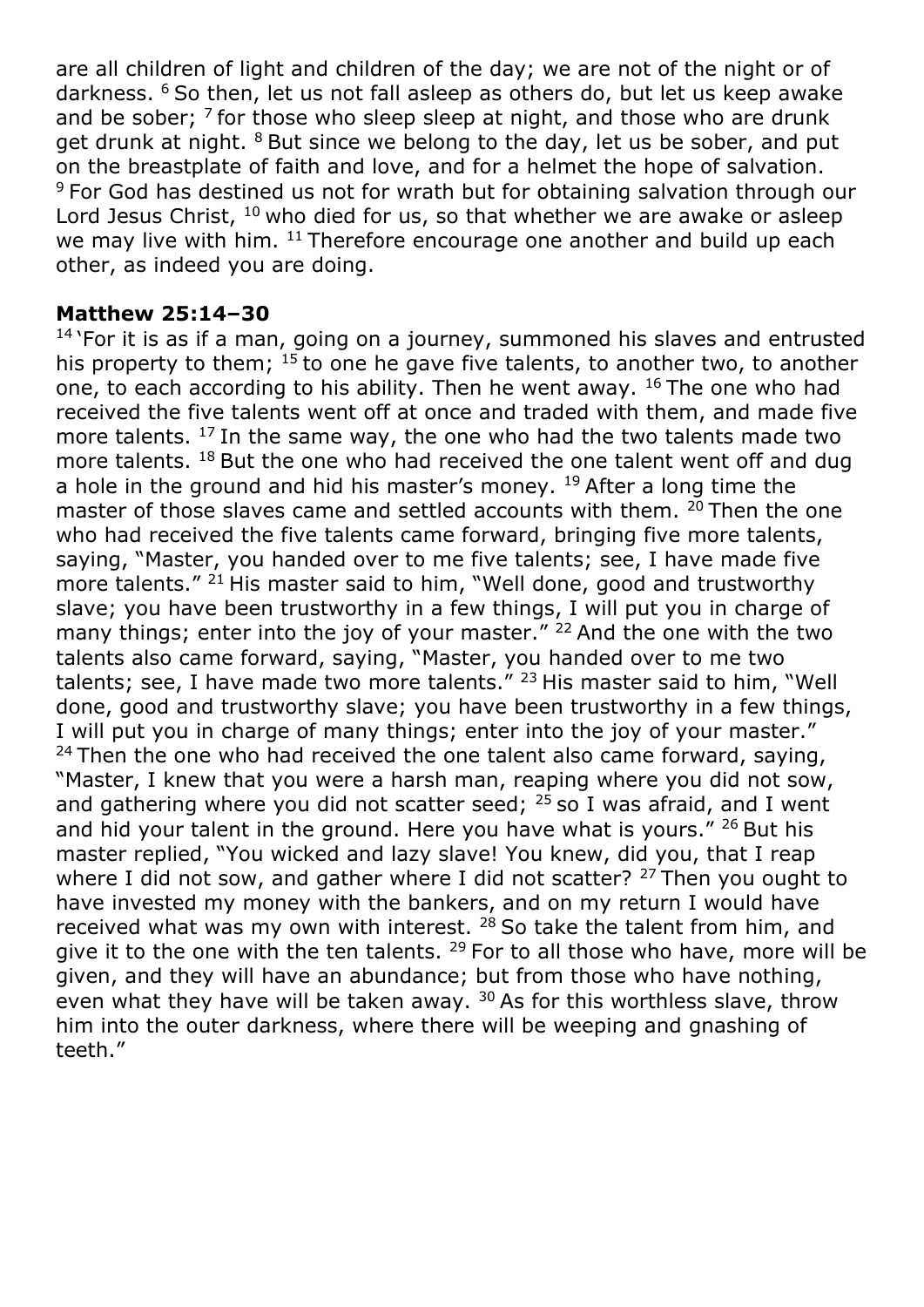are all children of light and children of the day; we are not of the night or of darkness. [6] So then, let us not fall asleep as others do, but let us keep awake and be sober; [7] for those who sleep sleep at night, and those who are drunk get drunk at night. [8] But since we belong to the day, let us be sober, and put on the breastplate of faith and love, and for a helmet the hope of salvation. [9] For God has destined us not for wrath but for obtaining salvation through our Lord Jesus Christ, [10] who died for us, so that whether we are awake or asleep we may live with him. [11] Therefore encourage one another and build up each other, as indeed you are doing.

**Matthew 25:14–30**

[14] 'For it is as if a man, going on a journey, summoned his slaves and entrusted his property to them; [15] to one he gave five talents, to another two, to another one, to each according to his ability. Then he went away. [16] The one who had received the five talents went off at once and traded with them, and made five more talents. [17] In the same way, the one who had the two talents made two more talents. [18] But the one who had received the one talent went off and dug a hole in the ground and hid his master's money. [19] After a long time the master of those slaves came and settled accounts with them. [20] Then the one who had received the five talents came forward, bringing five more talents, saying, "Master, you handed over to me five talents; see, I have made five more talents." [21] His master said to him, "Well done, good and trustworthy slave; you have been trustworthy in a few things, I will put you in charge of many things; enter into the joy of your master." [22] And the one with the two talents also came forward, saying, "Master, you handed over to me two talents; see, I have made two more talents." [23] His master said to him, "Well done, good and trustworthy slave; you have been trustworthy in a few things, I will put you in charge of many things; enter into the joy of your master." [24] Then the one who had received the one talent also came forward, saying, "Master, I knew that you were a harsh man, reaping where you did not sow, and gathering where you did not scatter seed; [25] so I was afraid, and I went and hid your talent in the ground. Here you have what is yours." [26] But his master replied, "You wicked and lazy slave! You knew, did you, that I reap where I did not sow, and gather where I did not scatter? [27] Then you ought to have invested my money with the bankers, and on my return I would have received what was my own with interest. [28] So take the talent from him, and give it to the one with the ten talents. [29] For to all those who have, more will be given, and they will have an abundance; but from those who have nothing, even what they have will be taken away. [30] As for this worthless slave, throw him into the outer darkness, where there will be weeping and gnashing of teeth."